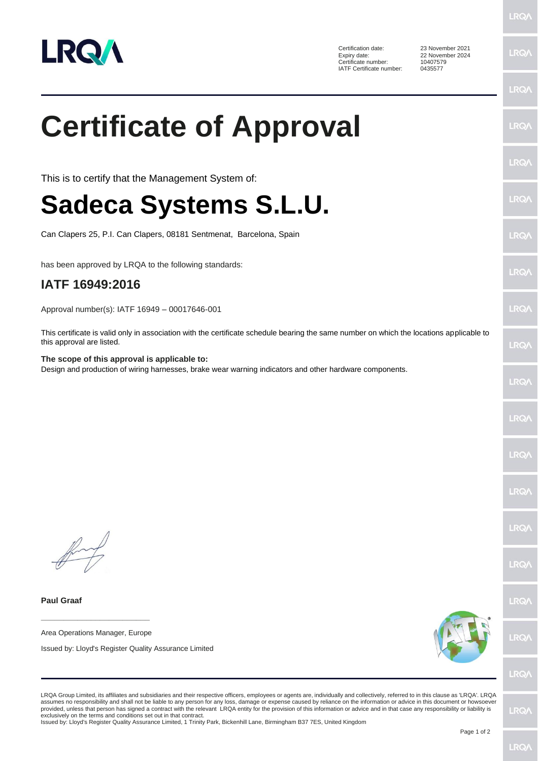LRQA

| | |
|---|---|
| Certification date: | 23 November 2021 |
| Expiry date: | 22 November 2024 |
| Certificate number: | 10407579 |
| IATF Certificate number: | 0435577 |

# Certificate of Approval

This is to certify that the Management System of:

# Sadeca Systems S.L.U.

Can Clapers 25, P.I. Can Clapers, 08181 Sentmenat, Barcelona, Spain

has been approved by LRQA to the following standards:

## IATF 16949:2016

Approval number(s): IATF 16949 – 00017646-001

This certificate is valid only in association with the certificate schedule bearing the same number on which the locations applicable to this approval are listed.

**The scope of this approval is applicable to:**
Design and production of wiring harnesses, brake wear warning indicators and other hardware components.

**Paul Graaf**

Area Operations Manager, Europe

Issued by: Lloyd's Register Quality Assurance Limited

LRQA Group Limited, its affiliates and subsidiaries and their respective officers, employees or agents are, individually and collectively, referred to in this clause as 'LRQA'. LRQA assumes no responsibility and shall not be liable to any person for any loss, damage or expense caused by reliance on the information or advice in this document or howsoever provided, unless that person has signed a contract with the relevant LRQA entity for the provision of this information or advice and in that case any responsibility or liability is exclusively on the terms and conditions set out in that contract.
Issued by: Lloyd's Register Quality Assurance Limited, 1 Trinity Park, Bickenhill Lane, Birmingham B37 7ES, United Kingdom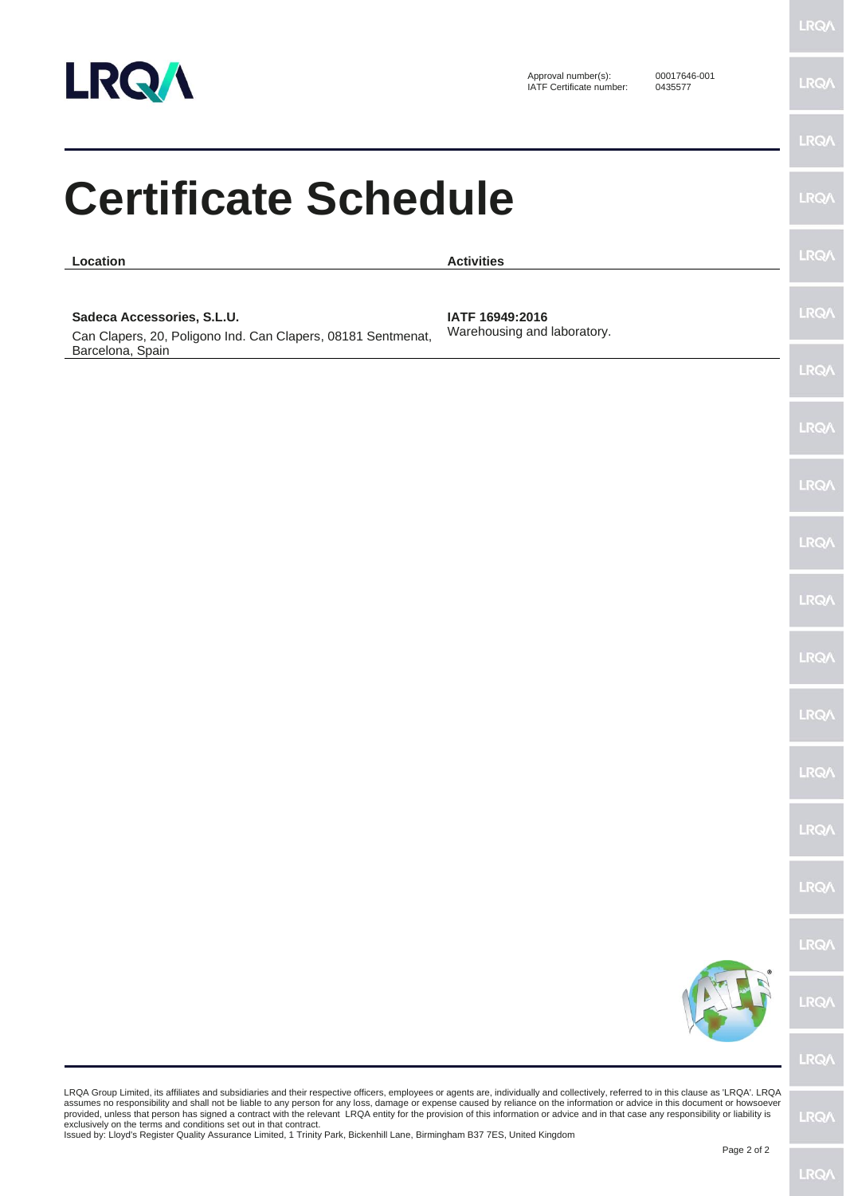Approval number(s): 00017646-001
IATF Certificate number: 0435577

# Certificate Schedule

| Location | Activities |
|---|---|
| **Sadeca Accessories, S.L.U.**<br>Can Clapers, 20, Poligono Ind. Can Clapers, 08181 Sentmenat, Barcelona, Spain | **IATF 16949:2016**<br>Warehousing and laboratory. |

LRQA Group Limited, its affiliates and subsidiaries and their respective officers, employees or agents are, individually and collectively, referred to in this clause as 'LRQA'. LRQA assumes no responsibility and shall not be liable to any person for any loss, damage or expense caused by reliance on the information or advice in this document or howsoever provided, unless that person has signed a contract with the relevant LRQA entity for the provision of this information or advice and in that case any responsibility or liability is exclusively on the terms and conditions set out in that contract.
Issued by: Lloyd's Register Quality Assurance Limited, 1 Trinity Park, Bickenhill Lane, Birmingham B37 7ES, United Kingdom